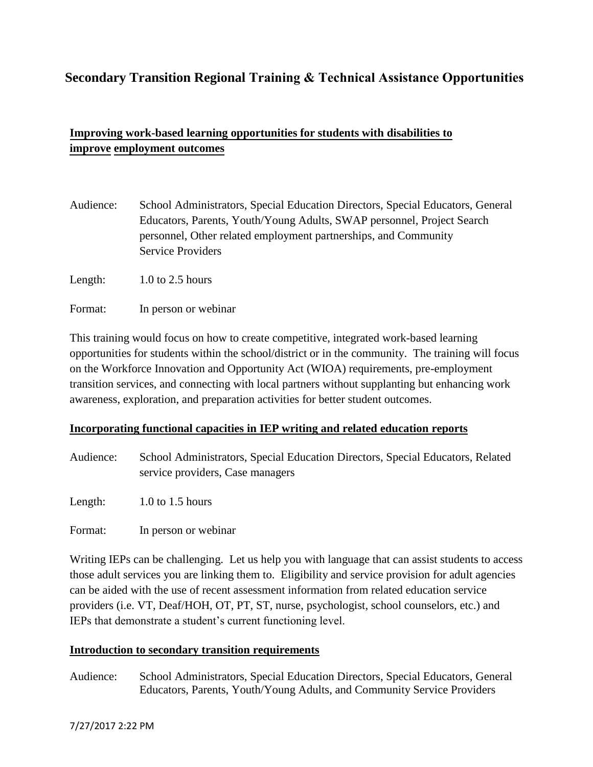# Secondary Transition Regional Training & Technical Assistance Opportunities

## Improving work-based learning opportunities for students with disabilities to improve employment outcomes

Audience: School Administrators, Special Education Directors, Special Educators, General Educators, Parents, Youth/Young Adults, SWAP personnel, Project Search personnel, Other related employment partnerships, and Community Service Providers

Length: 1.0 to 2.5 hours

Format: In person or webinar

This training would focus on how to create competitive, integrated work-based learning opportunities for students within the school/district or in the community. The training will focus on the Workforce Innovation and Opportunity Act (WIOA) requirements, pre-employment transition services, and connecting with local partners without supplanting but enhancing work awareness, exploration, and preparation activities for better student outcomes.

## Incorporating functional capacities in IEP writing and related education reports

Audience: School Administrators, Special Education Directors, Special Educators, Related service providers, Case managers

Length: 1.0 to 1.5 hours

Format: In person or webinar

Writing IEPs can be challenging. Let us help you with language that can assist students to access those adult services you are linking them to. Eligibility and service provision for adult agencies can be aided with the use of recent assessment information from related education service providers (i.e. VT, Deaf/HOH, OT, PT, ST, nurse, psychologist, school counselors, etc.) and IEPs that demonstrate a student's current functioning level.

## Introduction to secondary transition requirements

Audience: School Administrators, Special Education Directors, Special Educators, General Educators, Parents, Youth/Young Adults, and Community Service Providers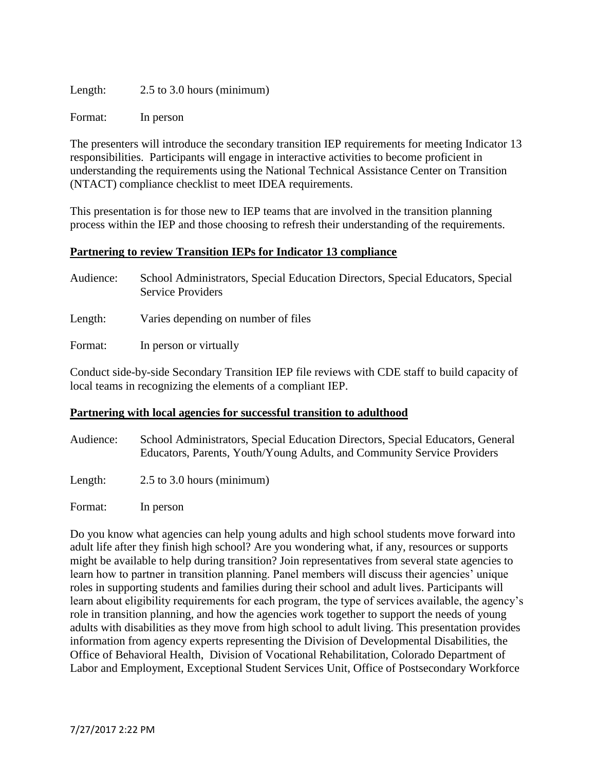Length: 2.5 to 3.0 hours (minimum)

Format: In person

The presenters will introduce the secondary transition IEP requirements for meeting Indicator 13 responsibilities. Participants will engage in interactive activities to become proficient in understanding the requirements using the National Technical Assistance Center on Transition (NTACT) compliance checklist to meet IDEA requirements.

This presentation is for those new to IEP teams that are involved in the transition planning process within the IEP and those choosing to refresh their understanding of the requirements.

**Partnering to review Transition IEPs for Indicator 13 compliance**

Audience: School Administrators, Special Education Directors, Special Educators, Special Service Providers

Length: Varies depending on number of files

Format: In person or virtually

Conduct side-by-side Secondary Transition IEP file reviews with CDE staff to build capacity of local teams in recognizing the elements of a compliant IEP.

**Partnering with local agencies for successful transition to adulthood**

Audience: School Administrators, Special Education Directors, Special Educators, General Educators, Parents, Youth/Young Adults, and Community Service Providers

Length: 2.5 to 3.0 hours (minimum)

Format: In person

Do you know what agencies can help young adults and high school students move forward into adult life after they finish high school? Are you wondering what, if any, resources or supports might be available to help during transition? Join representatives from several state agencies to learn how to partner in transition planning. Panel members will discuss their agencies' unique roles in supporting students and families during their school and adult lives. Participants will learn about eligibility requirements for each program, the type of services available, the agency's role in transition planning, and how the agencies work together to support the needs of young adults with disabilities as they move from high school to adult living. This presentation provides information from agency experts representing the Division of Developmental Disabilities, the Office of Behavioral Health, Division of Vocational Rehabilitation, Colorado Department of Labor and Employment, Exceptional Student Services Unit, Office of Postsecondary Workforce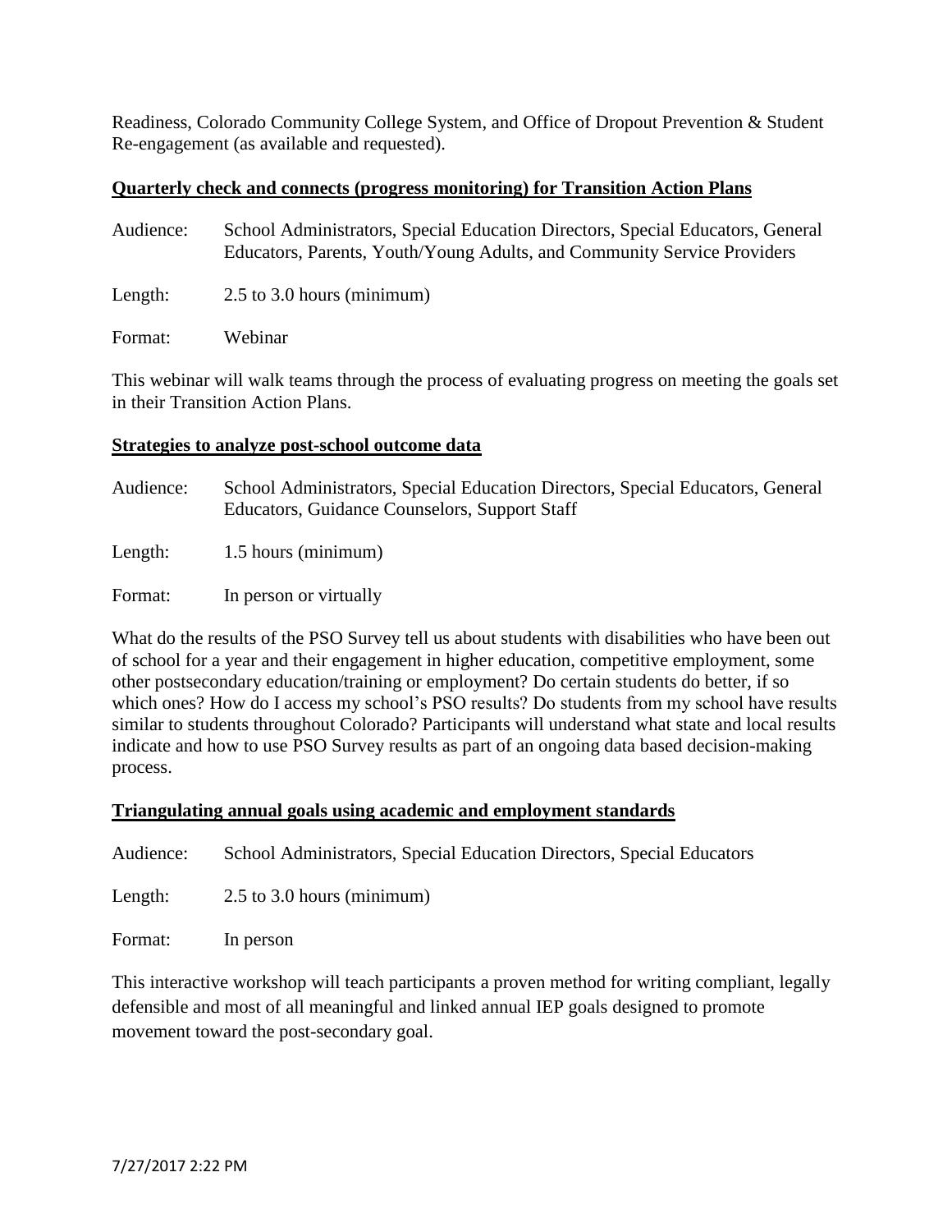Readiness, Colorado Community College System, and Office of Dropout Prevention & Student Re-engagement (as available and requested).

**Quarterly check and connects (progress monitoring) for Transition Action Plans**

Audience: School Administrators, Special Education Directors, Special Educators, General Educators, Parents, Youth/Young Adults, and Community Service Providers

Length: 2.5 to 3.0 hours (minimum)

Format: Webinar

This webinar will walk teams through the process of evaluating progress on meeting the goals set in their Transition Action Plans.

**Strategies to analyze post-school outcome data**

Audience: School Administrators, Special Education Directors, Special Educators, General Educators, Guidance Counselors, Support Staff

Length: 1.5 hours (minimum)

Format: In person or virtually

What do the results of the PSO Survey tell us about students with disabilities who have been out of school for a year and their engagement in higher education, competitive employment, some other postsecondary education/training or employment? Do certain students do better, if so which ones? How do I access my school's PSO results? Do students from my school have results similar to students throughout Colorado? Participants will understand what state and local results indicate and how to use PSO Survey results as part of an ongoing data based decision-making process.

**Triangulating annual goals using academic and employment standards**

Audience: School Administrators, Special Education Directors, Special Educators

Length: 2.5 to 3.0 hours (minimum)

Format: In person

This interactive workshop will teach participants a proven method for writing compliant, legally defensible and most of all meaningful and linked annual IEP goals designed to promote movement toward the post-secondary goal.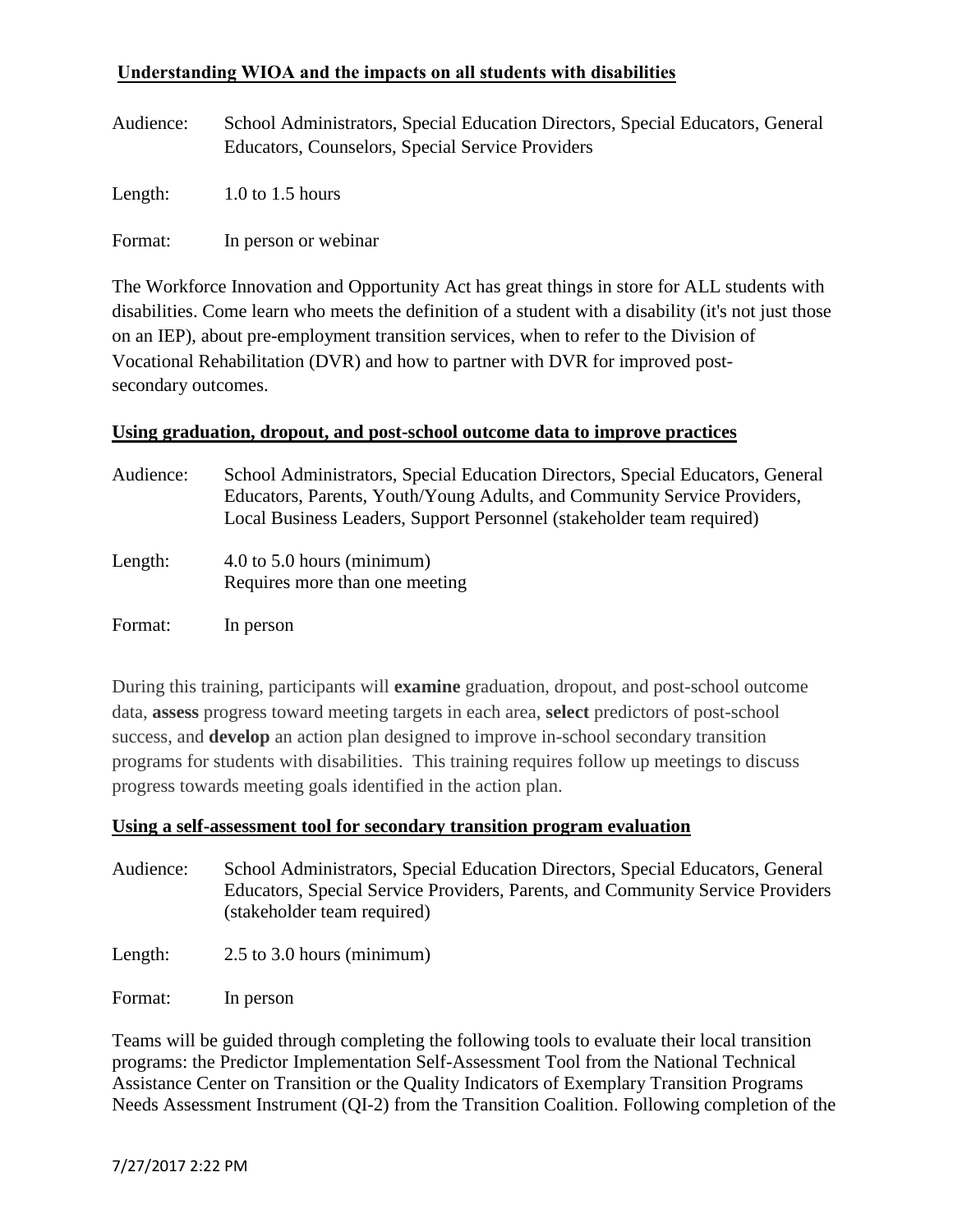**Understanding WIOA and the impacts on all students with disabilities**

Audience: School Administrators, Special Education Directors, Special Educators, General Educators, Counselors, Special Service Providers

Length: 1.0 to 1.5 hours

Format: In person or webinar

The Workforce Innovation and Opportunity Act has great things in store for ALL students with disabilities. Come learn who meets the definition of a student with a disability (it's not just those on an IEP), about pre-employment transition services, when to refer to the Division of Vocational Rehabilitation (DVR) and how to partner with DVR for improved post-secondary outcomes.

**Using graduation, dropout, and post-school outcome data to improve practices**

Audience: School Administrators, Special Education Directors, Special Educators, General Educators, Parents, Youth/Young Adults, and Community Service Providers, Local Business Leaders, Support Personnel (stakeholder team required)

Length: 4.0 to 5.0 hours (minimum)
Requires more than one meeting

Format: In person

During this training, participants will **examine** graduation, dropout, and post-school outcome data, **assess** progress toward meeting targets in each area, **select** predictors of post-school success, and **develop** an action plan designed to improve in-school secondary transition programs for students with disabilities. This training requires follow up meetings to discuss progress towards meeting goals identified in the action plan.

**Using a self-assessment tool for secondary transition program evaluation**

Audience: School Administrators, Special Education Directors, Special Educators, General Educators, Special Service Providers, Parents, and Community Service Providers (stakeholder team required)

Length: 2.5 to 3.0 hours (minimum)

Format: In person

Teams will be guided through completing the following tools to evaluate their local transition programs: the Predictor Implementation Self-Assessment Tool from the National Technical Assistance Center on Transition or the Quality Indicators of Exemplary Transition Programs Needs Assessment Instrument (QI-2) from the Transition Coalition. Following completion of the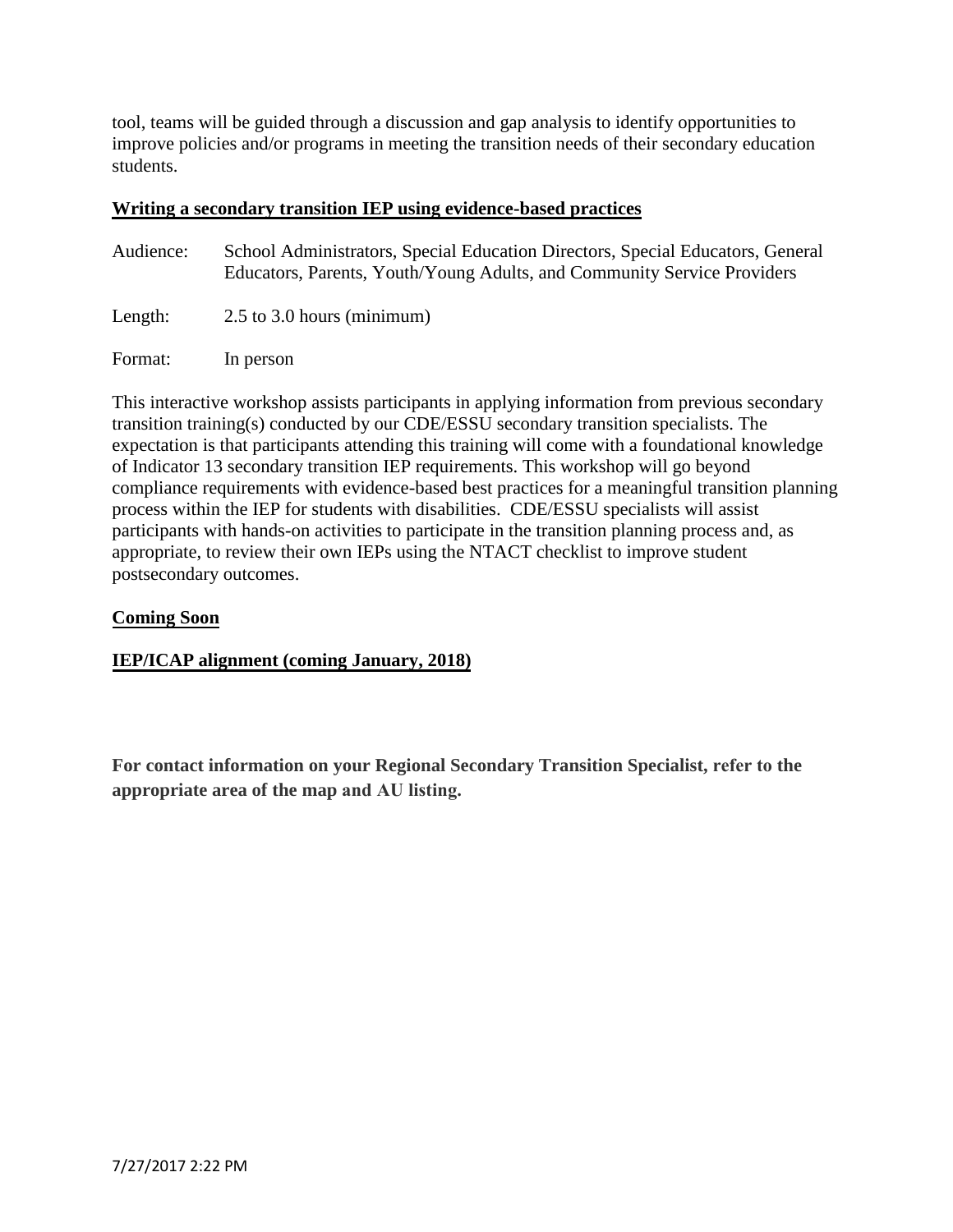tool, teams will be guided through a discussion and gap analysis to identify opportunities to improve policies and/or programs in meeting the transition needs of their secondary education students.

## Writing a secondary transition IEP using evidence-based practices

Audience: School Administrators, Special Education Directors, Special Educators, General Educators, Parents, Youth/Young Adults, and Community Service Providers

Length: 2.5 to 3.0 hours (minimum)

Format: In person

This interactive workshop assists participants in applying information from previous secondary transition training(s) conducted by our CDE/ESSU secondary transition specialists. The expectation is that participants attending this training will come with a foundational knowledge of Indicator 13 secondary transition IEP requirements. This workshop will go beyond compliance requirements with evidence-based best practices for a meaningful transition planning process within the IEP for students with disabilities. CDE/ESSU specialists will assist participants with hands-on activities to participate in the transition planning process and, as appropriate, to review their own IEPs using the NTACT checklist to improve student postsecondary outcomes.

## Coming Soon

## IEP/ICAP alignment (coming January, 2018)

**For contact information on your Regional Secondary Transition Specialist, refer to the appropriate area of the map and AU listing.**

7/27/2017 2:22 PM